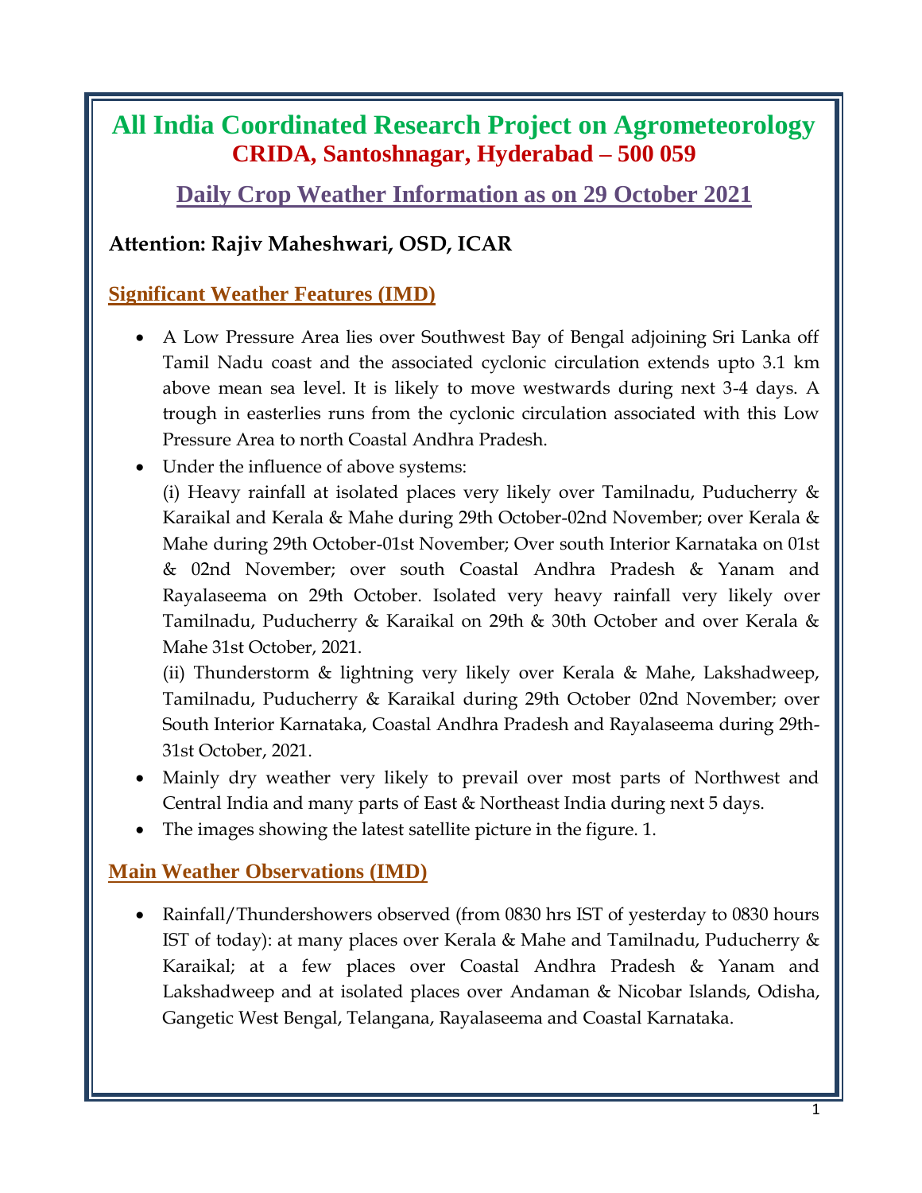# All India Coordinated Research Project on Agrometeorology

## CRIDA, Santoshnagar, Hyderabad – 500 059

## Daily Crop Weather Information as on 29 October 2021

**Attention: Rajiv Maheshwari, OSD, ICAR**

### Significant Weather Features (IMD)

- A Low Pressure Area lies over Southwest Bay of Bengal adjoining Sri Lanka off Tamil Nadu coast and the associated cyclonic circulation extends upto 3.1 km above mean sea level. It is likely to move westwards during next 3-4 days. A trough in easterlies runs from the cyclonic circulation associated with this Low Pressure Area to north Coastal Andhra Pradesh.
- Under the influence of above systems:
  (i) Heavy rainfall at isolated places very likely over Tamilnadu, Puducherry & Karaikal and Kerala & Mahe during 29th October-02nd November; over Kerala & Mahe during 29th October-01st November; Over south Interior Karnataka on 01st & 02nd November; over south Coastal Andhra Pradesh & Yanam and Rayalaseema on 29th October. Isolated very heavy rainfall very likely over Tamilnadu, Puducherry & Karaikal on 29th & 30th October and over Kerala & Mahe 31st October, 2021.
  (ii) Thunderstorm & lightning very likely over Kerala & Mahe, Lakshadweep, Tamilnadu, Puducherry & Karaikal during 29th October 02nd November; over South Interior Karnataka, Coastal Andhra Pradesh and Rayalaseema during 29th-31st October, 2021.
- Mainly dry weather very likely to prevail over most parts of Northwest and Central India and many parts of East & Northeast India during next 5 days.
- The images showing the latest satellite picture in the figure. 1.

### Main Weather Observations (IMD)

- Rainfall/Thundershowers observed (from 0830 hrs IST of yesterday to 0830 hours IST of today): at many places over Kerala & Mahe and Tamilnadu, Puducherry & Karaikal; at a few places over Coastal Andhra Pradesh & Yanam and Lakshadweep and at isolated places over Andaman & Nicobar Islands, Odisha, Gangetic West Bengal, Telangana, Rayalaseema and Coastal Karnataka.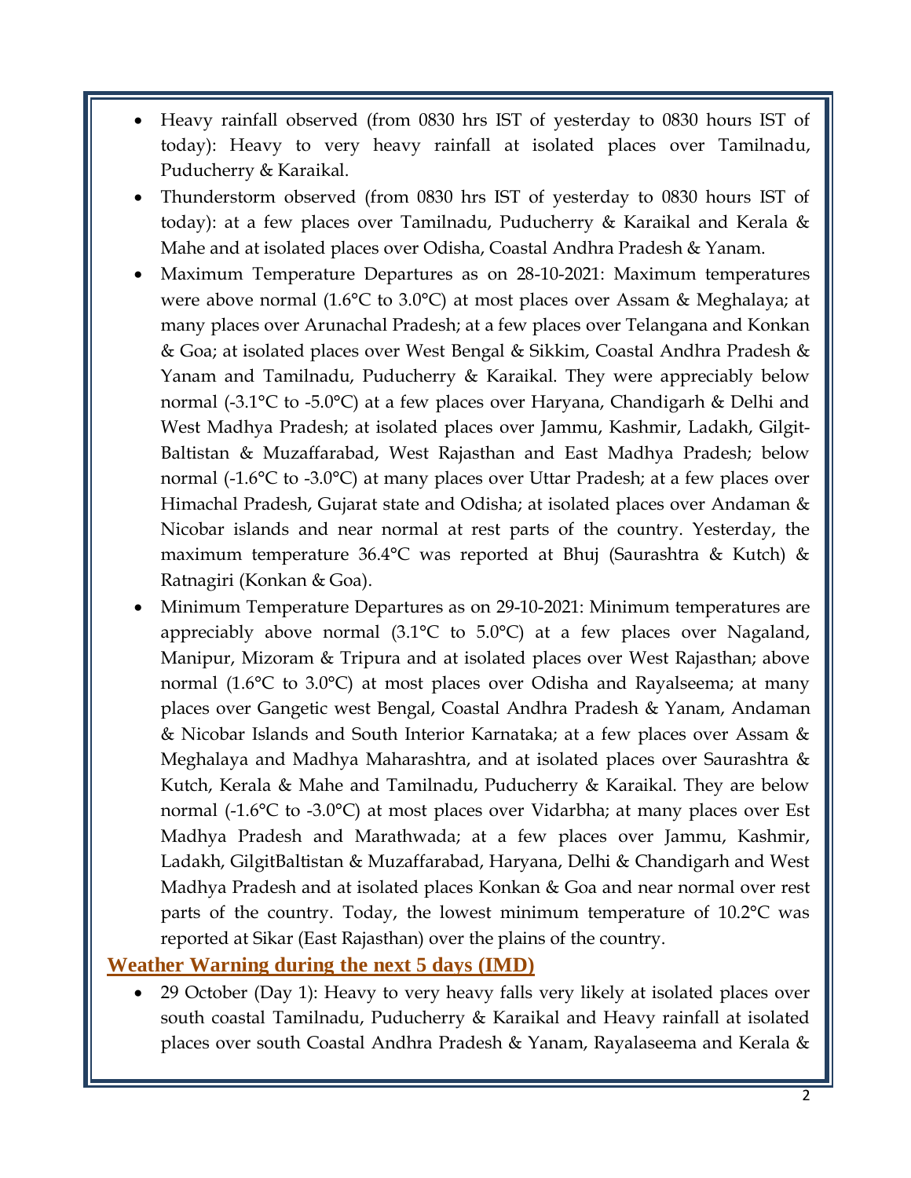- Heavy rainfall observed (from 0830 hrs IST of yesterday to 0830 hours IST of today): Heavy to very heavy rainfall at isolated places over Tamilnadu, Puducherry & Karaikal.
- Thunderstorm observed (from 0830 hrs IST of yesterday to 0830 hours IST of today): at a few places over Tamilnadu, Puducherry & Karaikal and Kerala & Mahe and at isolated places over Odisha, Coastal Andhra Pradesh & Yanam.
- Maximum Temperature Departures as on 28-10-2021: Maximum temperatures were above normal (1.6°C to 3.0°C) at most places over Assam & Meghalaya; at many places over Arunachal Pradesh; at a few places over Telangana and Konkan & Goa; at isolated places over West Bengal & Sikkim, Coastal Andhra Pradesh & Yanam and Tamilnadu, Puducherry & Karaikal. They were appreciably below normal (-3.1°C to -5.0°C) at a few places over Haryana, Chandigarh & Delhi and West Madhya Pradesh; at isolated places over Jammu, Kashmir, Ladakh, Gilgit-Baltistan & Muzaffarabad, West Rajasthan and East Madhya Pradesh; below normal (-1.6°C to -3.0°C) at many places over Uttar Pradesh; at a few places over Himachal Pradesh, Gujarat state and Odisha; at isolated places over Andaman & Nicobar islands and near normal at rest parts of the country. Yesterday, the maximum temperature 36.4°C was reported at Bhuj (Saurashtra & Kutch) & Ratnagiri (Konkan & Goa).
- Minimum Temperature Departures as on 29-10-2021: Minimum temperatures are appreciably above normal (3.1°C to 5.0°C) at a few places over Nagaland, Manipur, Mizoram & Tripura and at isolated places over West Rajasthan; above normal (1.6°C to 3.0°C) at most places over Odisha and Rayalseema; at many places over Gangetic west Bengal, Coastal Andhra Pradesh & Yanam, Andaman & Nicobar Islands and South Interior Karnataka; at a few places over Assam & Meghalaya and Madhya Maharashtra, and at isolated places over Saurashtra & Kutch, Kerala & Mahe and Tamilnadu, Puducherry & Karaikal. They are below normal (-1.6°C to -3.0°C) at most places over Vidarbha; at many places over Est Madhya Pradesh and Marathwada; at a few places over Jammu, Kashmir, Ladakh, GilgitBaltistan & Muzaffarabad, Haryana, Delhi & Chandigarh and West Madhya Pradesh and at isolated places Konkan & Goa and near normal over rest parts of the country. Today, the lowest minimum temperature of 10.2°C was reported at Sikar (East Rajasthan) over the plains of the country.

## Weather Warning during the next 5 days (IMD)

- 29 October (Day 1): Heavy to very heavy falls very likely at isolated places over south coastal Tamilnadu, Puducherry & Karaikal and Heavy rainfall at isolated places over south Coastal Andhra Pradesh & Yanam, Rayalaseema and Kerala &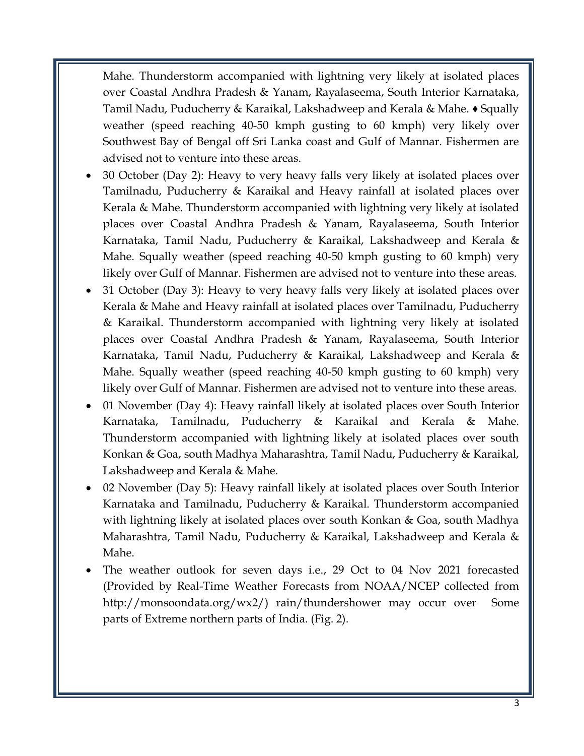Mahe. Thunderstorm accompanied with lightning very likely at isolated places over Coastal Andhra Pradesh & Yanam, Rayalaseema, South Interior Karnataka, Tamil Nadu, Puducherry & Karaikal, Lakshadweep and Kerala & Mahe. ♦ Squally weather (speed reaching 40-50 kmph gusting to 60 kmph) very likely over Southwest Bay of Bengal off Sri Lanka coast and Gulf of Mannar. Fishermen are advised not to venture into these areas.

- 30 October (Day 2): Heavy to very heavy falls very likely at isolated places over Tamilnadu, Puducherry & Karaikal and Heavy rainfall at isolated places over Kerala & Mahe. Thunderstorm accompanied with lightning very likely at isolated places over Coastal Andhra Pradesh & Yanam, Rayalaseema, South Interior Karnataka, Tamil Nadu, Puducherry & Karaikal, Lakshadweep and Kerala & Mahe. Squally weather (speed reaching 40-50 kmph gusting to 60 kmph) very likely over Gulf of Mannar. Fishermen are advised not to venture into these areas.
- 31 October (Day 3): Heavy to very heavy falls very likely at isolated places over Kerala & Mahe and Heavy rainfall at isolated places over Tamilnadu, Puducherry & Karaikal. Thunderstorm accompanied with lightning very likely at isolated places over Coastal Andhra Pradesh & Yanam, Rayalaseema, South Interior Karnataka, Tamil Nadu, Puducherry & Karaikal, Lakshadweep and Kerala & Mahe. Squally weather (speed reaching 40-50 kmph gusting to 60 kmph) very likely over Gulf of Mannar. Fishermen are advised not to venture into these areas.
- 01 November (Day 4): Heavy rainfall likely at isolated places over South Interior Karnataka, Tamilnadu, Puducherry & Karaikal and Kerala & Mahe. Thunderstorm accompanied with lightning likely at isolated places over south Konkan & Goa, south Madhya Maharashtra, Tamil Nadu, Puducherry & Karaikal, Lakshadweep and Kerala & Mahe.
- 02 November (Day 5): Heavy rainfall likely at isolated places over South Interior Karnataka and Tamilnadu, Puducherry & Karaikal. Thunderstorm accompanied with lightning likely at isolated places over south Konkan & Goa, south Madhya Maharashtra, Tamil Nadu, Puducherry & Karaikal, Lakshadweep and Kerala & Mahe.
- The weather outlook for seven days i.e., 29 Oct to 04 Nov 2021 forecasted (Provided by Real-Time Weather Forecasts from NOAA/NCEP collected from http://monsoondata.org/wx2/) rain/thundershower may occur over Some parts of Extreme northern parts of India. (Fig. 2).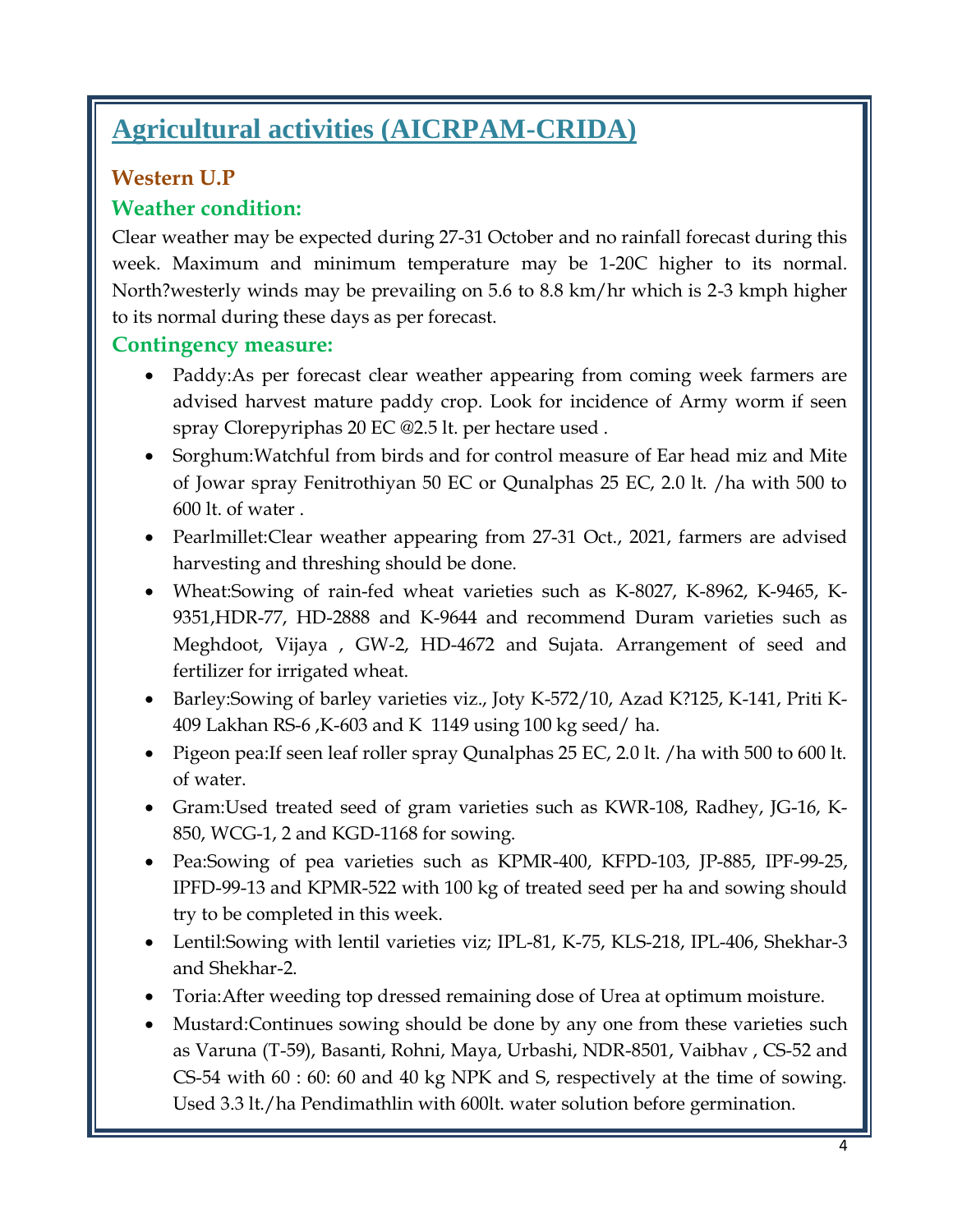# Agricultural activities (AICRPAM-CRIDA)

### Western U.P

### Weather condition:

Clear weather may be expected during 27-31 October and no rainfall forecast during this week. Maximum and minimum temperature may be 1-20C higher to its normal. North?westerly winds may be prevailing on 5.6 to 8.8 km/hr which is 2-3 kmph higher to its normal during these days as per forecast.

### Contingency measure:

- Paddy:As per forecast clear weather appearing from coming week farmers are advised harvest mature paddy crop. Look for incidence of Army worm if seen spray Clorepyriphas 20 EC @2.5 lt. per hectare used .
- Sorghum:Watchful from birds and for control measure of Ear head miz and Mite of Jowar spray Fenitrothiyan 50 EC or Qunalphas 25 EC, 2.0 lt. /ha with 500 to 600 lt. of water .
- Pearlmillet:Clear weather appearing from 27-31 Oct., 2021, farmers are advised harvesting and threshing should be done.
- Wheat:Sowing of rain-fed wheat varieties such as K-8027, K-8962, K-9465, K-9351,HDR-77, HD-2888 and K-9644 and recommend Duram varieties such as Meghdoot, Vijaya , GW-2, HD-4672 and Sujata. Arrangement of seed and fertilizer for irrigated wheat.
- Barley:Sowing of barley varieties viz., Joty K-572/10, Azad K?125, K-141, Priti K-409 Lakhan RS-6 ,K-603 and K 1149 using 100 kg seed/ ha.
- Pigeon pea:If seen leaf roller spray Qunalphas 25 EC, 2.0 lt. /ha with 500 to 600 lt. of water.
- Gram:Used treated seed of gram varieties such as KWR-108, Radhey, JG-16, K-850, WCG-1, 2 and KGD-1168 for sowing.
- Pea:Sowing of pea varieties such as KPMR-400, KFPD-103, JP-885, IPF-99-25, IPFD-99-13 and KPMR-522 with 100 kg of treated seed per ha and sowing should try to be completed in this week.
- Lentil:Sowing with lentil varieties viz; IPL-81, K-75, KLS-218, IPL-406, Shekhar-3 and Shekhar-2.
- Toria:After weeding top dressed remaining dose of Urea at optimum moisture.
- Mustard:Continues sowing should be done by any one from these varieties such as Varuna (T-59), Basanti, Rohni, Maya, Urbashi, NDR-8501, Vaibhav , CS-52 and CS-54 with 60 : 60: 60 and 40 kg NPK and S, respectively at the time of sowing. Used 3.3 lt./ha Pendimathlin with 600lt. water solution before germination.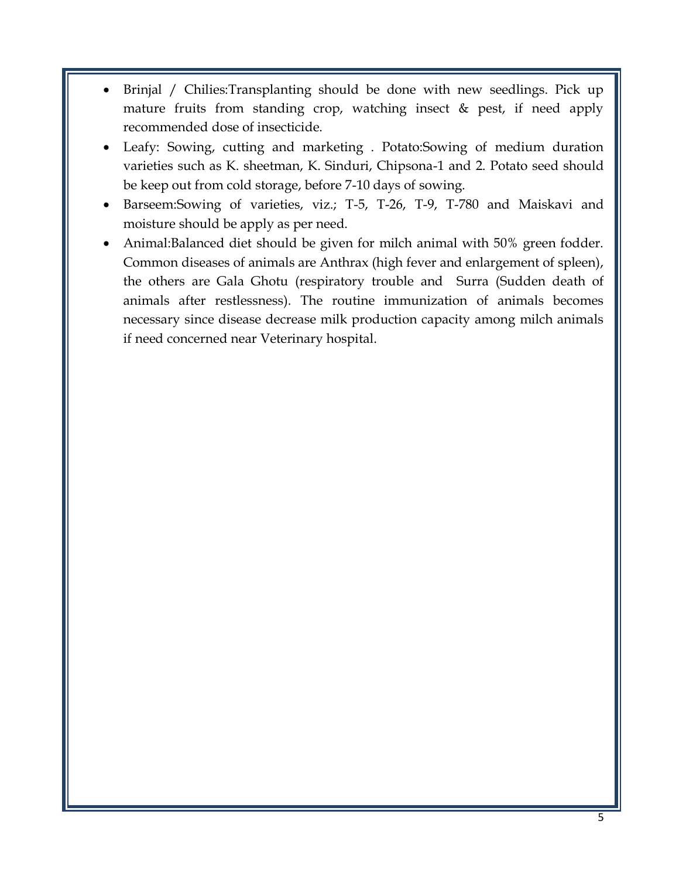- Brinjal / Chilies:Transplanting should be done with new seedlings. Pick up mature fruits from standing crop, watching insect & pest, if need apply recommended dose of insecticide.
- Leafy: Sowing, cutting and marketing . Potato:Sowing of medium duration varieties such as K. sheetman, K. Sinduri, Chipsona-1 and 2. Potato seed should be keep out from cold storage, before 7-10 days of sowing.
- Barseem:Sowing of varieties, viz.; T-5, T-26, T-9, T-780 and Maiskavi and moisture should be apply as per need.
- Animal:Balanced diet should be given for milch animal with 50% green fodder. Common diseases of animals are Anthrax (high fever and enlargement of spleen), the others are Gala Ghotu (respiratory trouble and Surra (Sudden death of animals after restlessness). The routine immunization of animals becomes necessary since disease decrease milk production capacity among milch animals if need concerned near Veterinary hospital.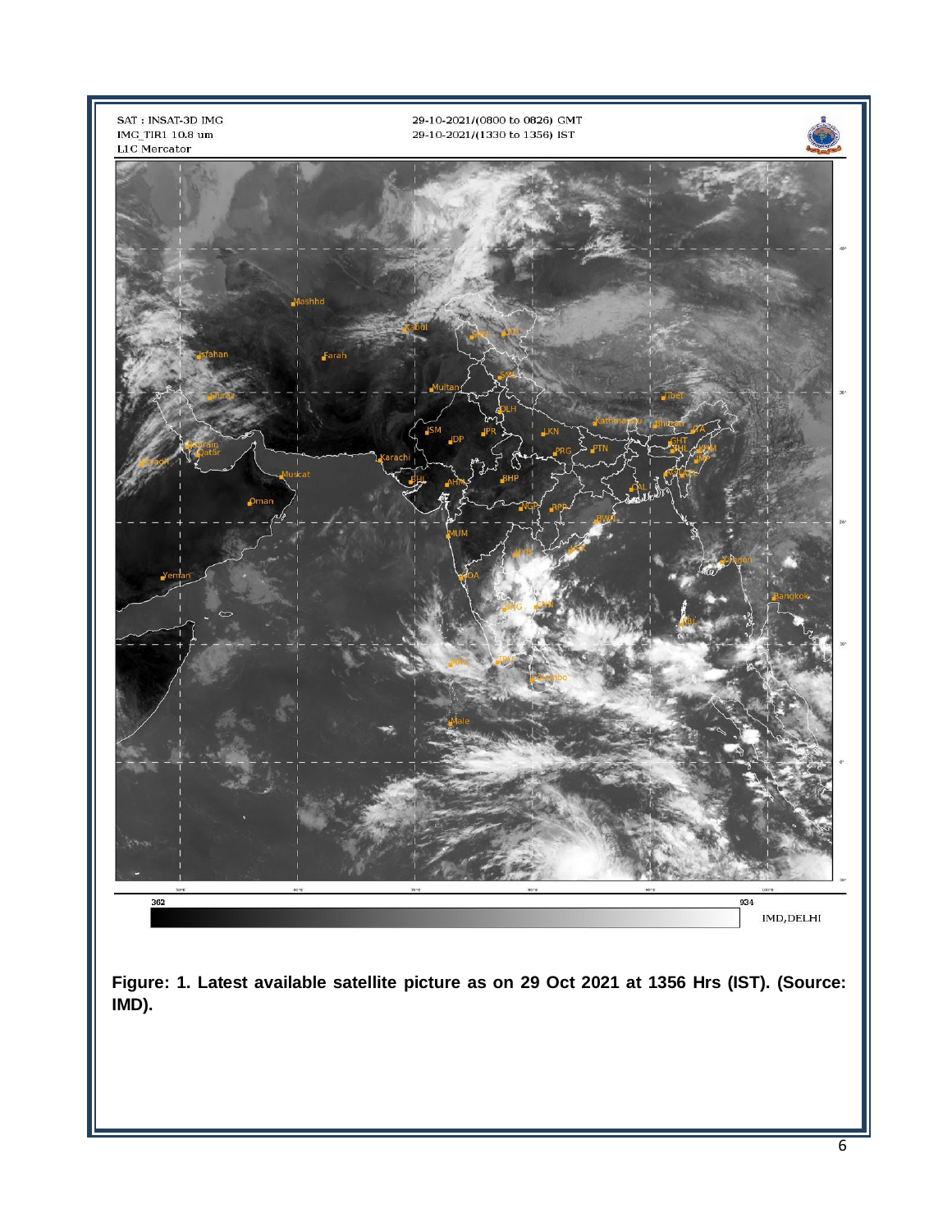**Figure: 1. Latest available satellite picture as on 29 Oct 2021 at 1356 Hrs (IST). (Source: IMD).**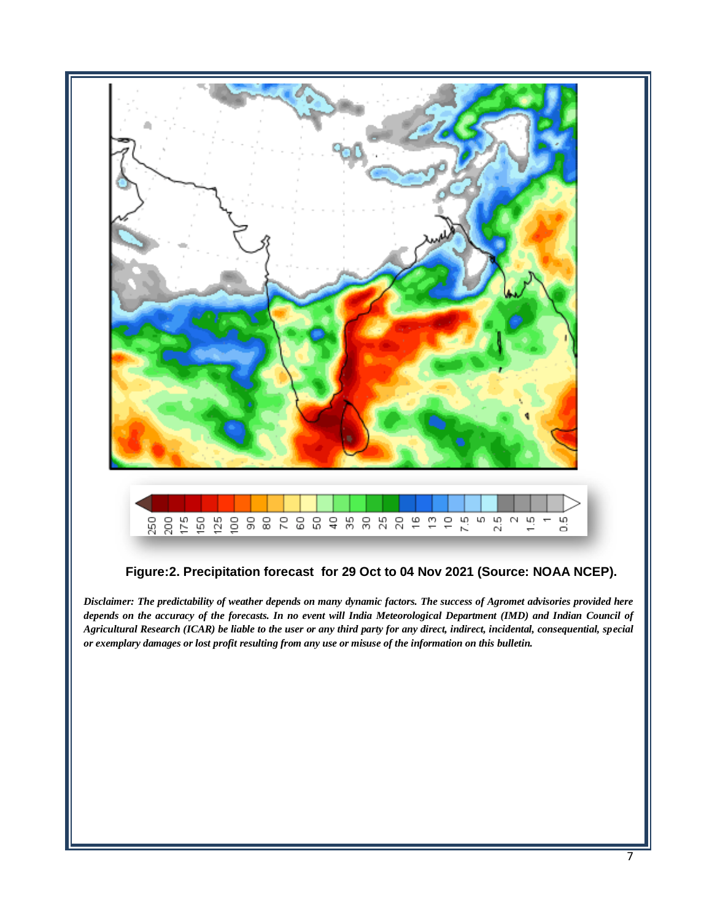250 200 175 150 125 100 90 80 70 60 50 40 35 30 25 20 16 13 10 7.5 5 2.5 2 1.5 1 0.5

**Figure:2. Precipitation forecast for 29 Oct to 04 Nov 2021 (Source: NOAA NCEP).**

***Disclaimer: The predictability of weather depends on many dynamic factors. The success of Agromet advisories provided here depends on the accuracy of the forecasts. In no event will India Meteorological Department (IMD) and Indian Council of Agricultural Research (ICAR) be liable to the user or any third party for any direct, indirect, incidental, consequential, special or exemplary damages or lost profit resulting from any use or misuse of the information on this bulletin.***